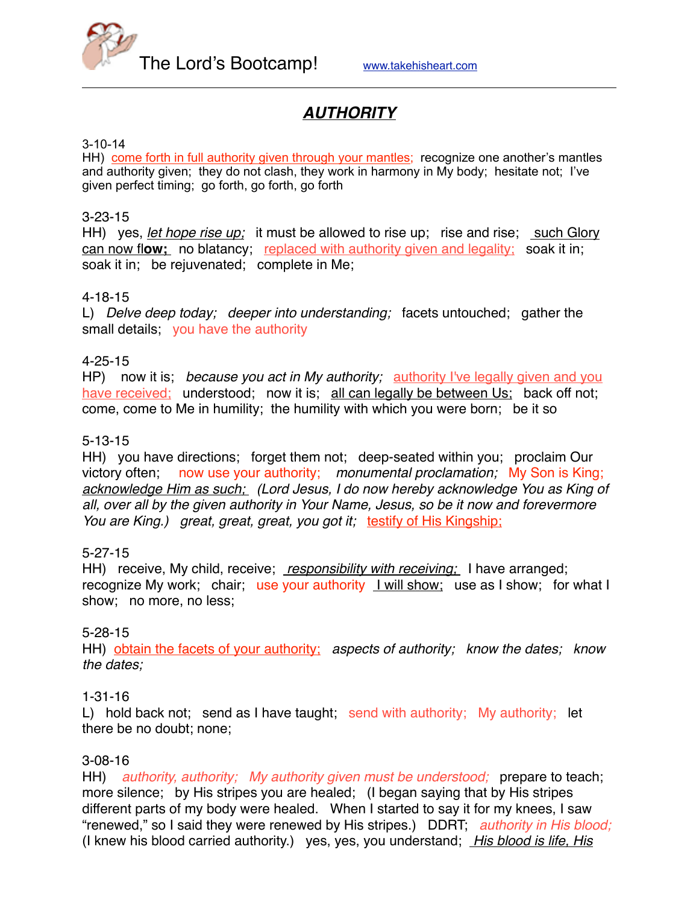The Lord's Bootcamp! www.takehisheart.com

# ***AUTHORITY***

3-10-14
HH) come forth in full authority given through your mantles; recognize one another's mantles and authority given; they do not clash, they work in harmony in My body; hesitate not; I've given perfect timing; go forth, go forth, go forth

3-23-15
HH) yes, *let hope rise up;* it must be allowed to rise up; rise and rise; such Glory can now fl**ow;** no blatancy; replaced with authority given and legality; soak it in; soak it in; be rejuvenated; complete in Me;

4-18-15
L) *Delve deep today; deeper into understanding;* facets untouched; gather the small details; you have the authority

4-25-15
HP) now it is; *because you act in My authority;* authority I've legally given and you have received; understood; now it is; all can legally be between Us; back off not; come, come to Me in humility; the humility with which you were born; be it so

5-13-15
HH) you have directions; forget them not; deep-seated within you; proclaim Our victory often; now use your authority; *monumental proclamation;* My Son is King; *acknowledge Him as such; (Lord Jesus, I do now hereby acknowledge You as King of all, over all by the given authority in Your Name, Jesus, so be it now and forevermore You are King.) great, great, great, you got it;* testify of His Kingship;

5-27-15
HH) receive, My child, receive; *responsibility with receiving;* I have arranged; recognize My work; chair; use your authority I will show; use as I show; for what I show; no more, no less;

5-28-15
HH) obtain the facets of your authority; *aspects of authority; know the dates; know the dates;*

1-31-16
L) hold back not; send as I have taught; send with authority; My authority; let there be no doubt; none;

3-08-16
HH) *authority, authority; My authority given must be understood;* prepare to teach; more silence; by His stripes you are healed; (I began saying that by His stripes different parts of my body were healed. When I started to say it for my knees, I saw "renewed," so I said they were renewed by His stripes.) DDRT; *authority in His blood;* (I knew his blood carried authority.) yes, yes, you understand; *His blood is life, His*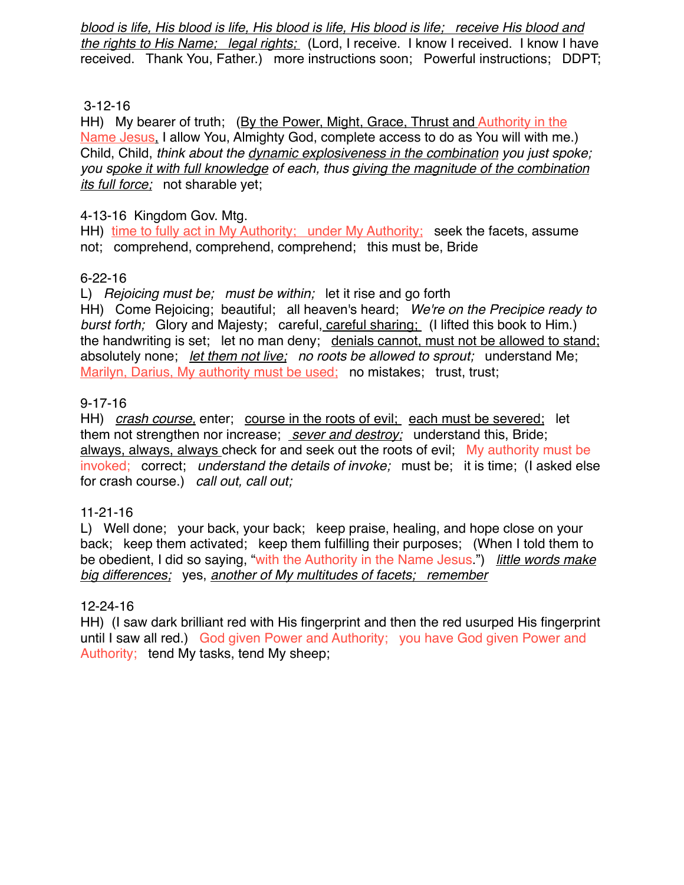*blood is life, His blood is life, His blood is life, His blood is life;  receive His blood and the rights to His Name;  legal rights;* (Lord, I receive.  I know I received.  I know I have received.  Thank You, Father.)  more instructions soon;  Powerful instructions;  DDPT;

3-12-16

HH)  My bearer of truth;  (By the Power, Might, Grace, Thrust and Authority in the Name Jesus, I allow You, Almighty God, complete access to do as You will with me.)  Child, Child, *think about the dynamic explosiveness in the combination you just spoke; you spoke it with full knowledge of each, thus giving the magnitude of the combination its full force;*  not sharable yet;

4-13-16  Kingdom Gov. Mtg.

HH)  time to fully act in My Authority;  under My Authority;  seek the facets, assume not;  comprehend, comprehend, comprehend;  this must be, Bride

6-22-16

L)  *Rejoicing must be;  must be within;*  let it rise and go forth

HH)  Come Rejoicing;  beautiful;  all heaven's heard;  *We're on the Precipice ready to burst forth;*  Glory and Majesty;  careful, careful sharing;  (I lifted this book to Him.)  the handwriting is set;  let no man deny;  denials cannot, must not be allowed to stand;  absolutely none;  *let them not live;  no roots be allowed to sprout;*  understand Me;  Marilyn, Darius, My authority must be used;  no mistakes;  trust, trust;

9-17-16

HH)  *crash course*, enter;  course in the roots of evil;  each must be severed;  let them not strengthen nor increase;  *sever and destroy;*  understand this, Bride;  always, always, always check for and seek out the roots of evil;  My authority must be invoked;  correct;  *understand the details of invoke;*  must be;  it is time;  (I asked else for crash course.)  *call out, call out;*

11-21-16

L)  Well done;  your back, your back;  keep praise, healing, and hope close on your back;  keep them activated;  keep them fulfilling their purposes;  (When I told them to be obedient, I did so saying, "with the Authority in the Name Jesus.")  *little words make big differences;*  yes, *another of My multitudes of facets;  remember*

12-24-16

HH)  (I saw dark brilliant red with His fingerprint and then the red usurped His fingerprint until I saw all red.)  God given Power and Authority;  you have God given Power and Authority;  tend My tasks, tend My sheep;